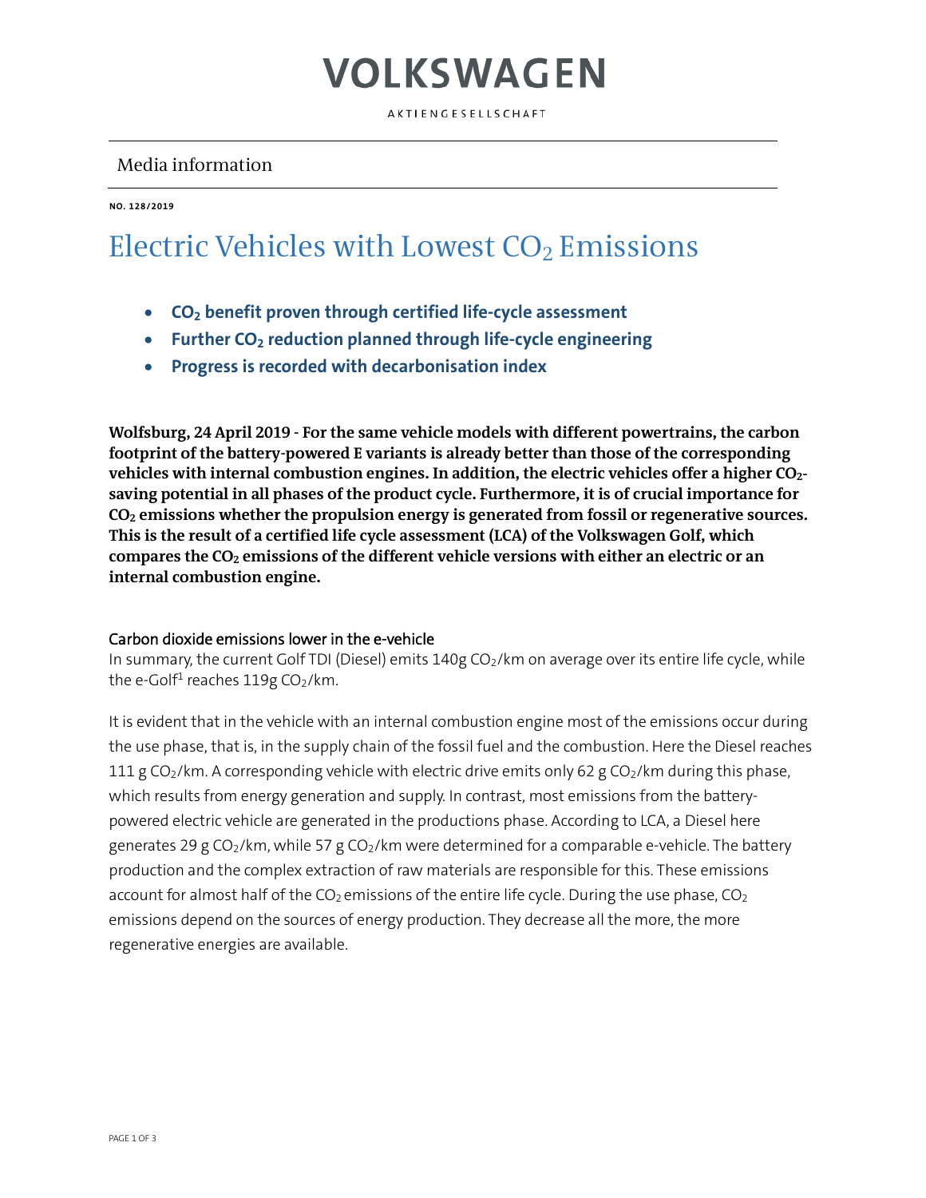# VOLKSWAGEN

AKTIENGESELLSCHAFT

Media information

**NO. 128/2019**

# Electric Vehicles with Lowest $CO_2$ Emissions

- **$CO_2$ benefit proven through certified life-cycle assessment**
- **Further $CO_2$ reduction planned through life-cycle engineering**
- **Progress is recorded with decarbonisation index**

**Wolfsburg, 24 April 2019 - For the same vehicle models with different powertrains, the carbon footprint of the battery-powered E variants is already better than those of the corresponding vehicles with internal combustion engines. In addition, the electric vehicles offer a higher $CO_2$-saving potential in all phases of the product cycle. Furthermore, it is of crucial importance for $CO_2$ emissions whether the propulsion energy is generated from fossil or regenerative sources. This is the result of a certified life cycle assessment (LCA) of the Volkswagen Golf, which compares the $CO_2$ emissions of the different vehicle versions with either an electric or an internal combustion engine.**

## Carbon dioxide emissions lower in the e-vehicle

In summary, the current Golf TDI (Diesel) emits 140g $CO_2$/km on average over its entire life cycle, while the e-Golf[1] reaches 119g $CO_2$/km.

It is evident that in the vehicle with an internal combustion engine most of the emissions occur during the use phase, that is, in the supply chain of the fossil fuel and the combustion. Here the Diesel reaches 111 g $CO_2$/km. A corresponding vehicle with electric drive emits only 62 g $CO_2$/km during this phase, which results from energy generation and supply. In contrast, most emissions from the battery-powered electric vehicle are generated in the productions phase. According to LCA, a Diesel here generates 29 g $CO_2$/km, while 57 g $CO_2$/km were determined for a comparable e-vehicle. The battery production and the complex extraction of raw materials are responsible for this. These emissions account for almost half of the $CO_2$ emissions of the entire life cycle. During the use phase, $CO_2$ emissions depend on the sources of energy production. They decrease all the more, the more regenerative energies are available.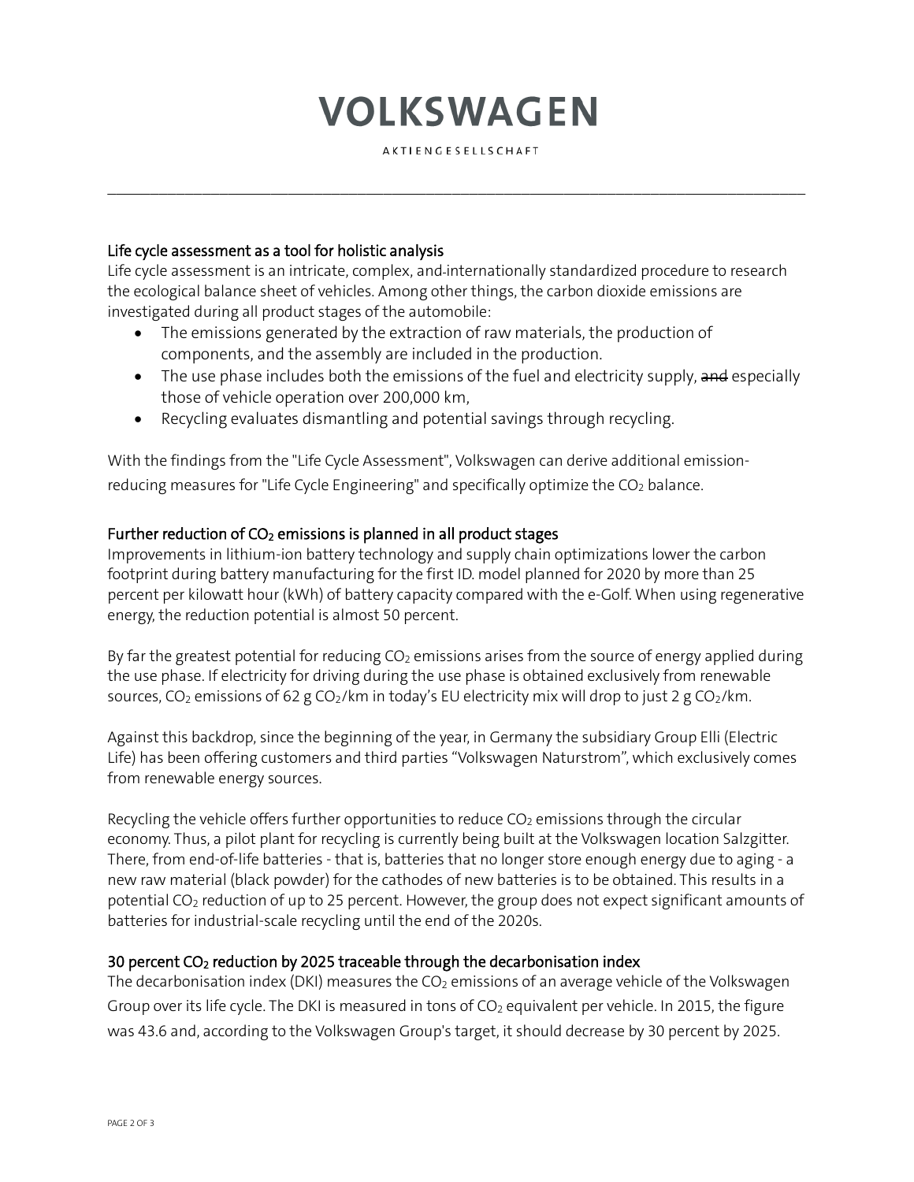# VOLKSWAGEN

AKTIENGESELLSCHAFT

---

### Life cycle assessment as a tool for holistic analysis

Life cycle assessment is an intricate, complex, and internationally standardized procedure to research the ecological balance sheet of vehicles. Among other things, the carbon dioxide emissions are investigated during all product stages of the automobile:

- The emissions generated by the extraction of raw materials, the production of components, and the assembly are included in the production.
- The use phase includes both the emissions of the fuel and electricity supply, ~~and~~ especially those of vehicle operation over 200,000 km,
- Recycling evaluates dismantling and potential savings through recycling.

With the findings from the "Life Cycle Assessment", Volkswagen can derive additional emission-reducing measures for "Life Cycle Engineering" and specifically optimize the $CO_2$ balance.

### Further reduction of $CO_2$ emissions is planned in all product stages

Improvements in lithium-ion battery technology and supply chain optimizations lower the carbon footprint during battery manufacturing for the first ID. model planned for 2020 by more than 25 percent per kilowatt hour (kWh) of battery capacity compared with the e-Golf. When using regenerative energy, the reduction potential is almost 50 percent.

By far the greatest potential for reducing $CO_2$ emissions arises from the source of energy applied during the use phase. If electricity for driving during the use phase is obtained exclusively from renewable sources, $CO_2$ emissions of 62 g $CO_2$/km in today's EU electricity mix will drop to just 2 g $CO_2$/km.

Against this backdrop, since the beginning of the year, in Germany the subsidiary Group Elli (Electric Life) has been offering customers and third parties "Volkswagen Naturstrom", which exclusively comes from renewable energy sources.

Recycling the vehicle offers further opportunities to reduce $CO_2$ emissions through the circular economy. Thus, a pilot plant for recycling is currently being built at the Volkswagen location Salzgitter. There, from end-of-life batteries - that is, batteries that no longer store enough energy due to aging - a new raw material (black powder) for the cathodes of new batteries is to be obtained. This results in a potential $CO_2$ reduction of up to 25 percent. However, the group does not expect significant amounts of batteries for industrial-scale recycling until the end of the 2020s.

### 30 percent $CO_2$ reduction by 2025 traceable through the decarbonisation index

The decarbonisation index (DKI) measures the $CO_2$ emissions of an average vehicle of the Volkswagen Group over its life cycle. The DKI is measured in tons of $CO_2$ equivalent per vehicle. In 2015, the figure was 43.6 and, according to the Volkswagen Group's target, it should decrease by 30 percent by 2025.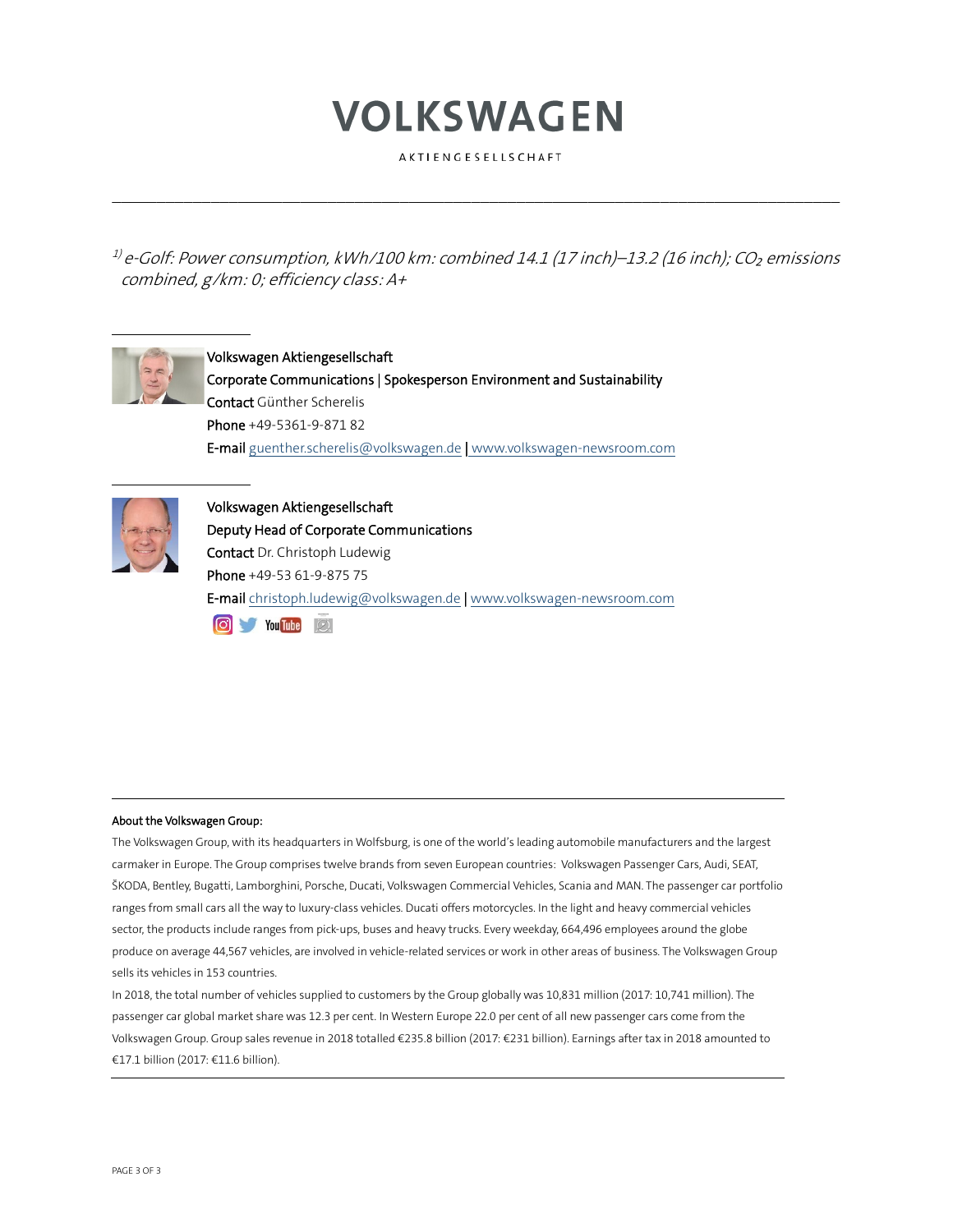# VOLKSWAGEN

AKTIENGESELLSCHAFT

---

*[1] e-Golf: Power consumption, kWh/100 km: combined 14.1 (17 inch)–13.2 (16 inch); $CO_2$ emissions combined, g/km: 0; efficiency class: A+*

---

**Volkswagen Aktiengesellschaft**
**Corporate Communications | Spokesperson Environment and Sustainability**
**Contact** Günther Scherelis
**Phone** +49-5361-9-871 82
**E-mail** guenther.scherelis@volkswagen.de | www.volkswagen-newsroom.com

---

**Volkswagen Aktiengesellschaft**
**Deputy Head of Corporate Communications**
**Contact** Dr. Christoph Ludewig
**Phone** +49-53 61-9-875 75
**E-mail** christoph.ludewig@volkswagen.de | www.volkswagen-newsroom.com

---

**About the Volkswagen Group:**

The Volkswagen Group, with its headquarters in Wolfsburg, is one of the world's leading automobile manufacturers and the largest carmaker in Europe. The Group comprises twelve brands from seven European countries: Volkswagen Passenger Cars, Audi, SEAT, ŠKODA, Bentley, Bugatti, Lamborghini, Porsche, Ducati, Volkswagen Commercial Vehicles, Scania and MAN. The passenger car portfolio ranges from small cars all the way to luxury-class vehicles. Ducati offers motorcycles. In the light and heavy commercial vehicles sector, the products include ranges from pick-ups, buses and heavy trucks. Every weekday, 664,496 employees around the globe produce on average 44,567 vehicles, are involved in vehicle-related services or work in other areas of business. The Volkswagen Group sells its vehicles in 153 countries.

In 2018, the total number of vehicles supplied to customers by the Group globally was 10,831 million (2017: 10,741 million). The passenger car global market share was 12.3 per cent. In Western Europe 22.0 per cent of all new passenger cars come from the Volkswagen Group. Group sales revenue in 2018 totalled €235.8 billion (2017: €231 billion). Earnings after tax in 2018 amounted to €17.1 billion (2017: €11.6 billion).